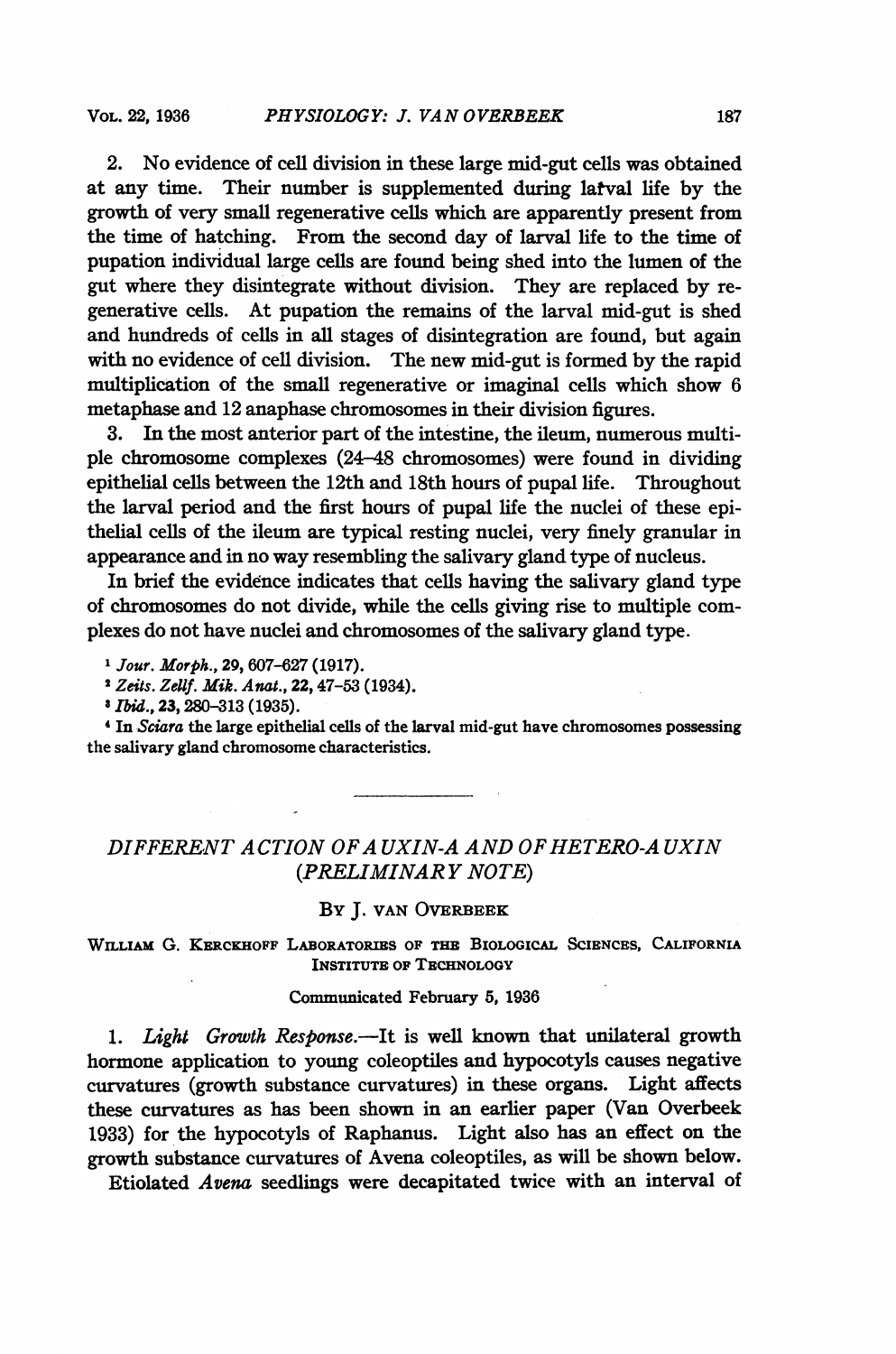2. No evidence of cell division in these large mid-gut cells was obtained at any time. Their number is supplemented during larval life by the growth of very small regenerative cells which are apparently present from the time of hatching. From the second day of larval life to the time of pupation individual large cells are found being shed into the lumen of the gut where they disintegrate without division. They are replaced by regenerative cells. At pupation the remains of the larval mid-gut is shed and hundreds of cells in all stages of disintegration are found, but again with no evidence of cell division. The new mid-gut is formed by the rapid multiplication of the small regenerative or imaginal cells which show 6 metaphase and 12 anaphase chromosomes in their division figures.

3. In the most anterior part of the intestine, the ileum, numerous multiple chromosome complexes (24–48 chromosomes) were found in dividing epithelial cells between the 12th and 18th hours of pupal life. Throughout the larval period and the first hours of pupal life the nuclei of these epithelial cells of the ileum are typical resting nuclei, very finely granular in appearance and in no way resembling the salivary gland type of nucleus.

In brief the evidence indicates that cells having the salivary gland type of chromosomes do not divide, while the cells giving rise to multiple complexes do not have nuclei and chromosomes of the salivary gland type.

[1] *Jour. Morph.*, 29, 607–627 (1917).

[2] *Zeits. Zellf. Mik. Anat.*, 22, 47–53 (1934).

[3] *Ibid.*, 23, 280–313 (1935).

[4] In *Sciara* the large epithelial cells of the larval mid-gut have chromosomes possessing the salivary gland chromosome characteristics.

---

## *DIFFERENT ACTION OF AUXIN-A AND OF HETERO-AUXIN (PRELIMINARY NOTE)*

By J. van Overbeek

William G. Kerckhoff Laboratories of the Biological Sciences, California Institute of Technology

Communicated February 5, 1936

1. *Light Growth Response.*—It is well known that unilateral growth hormone application to young coleoptiles and hypocotyls causes negative curvatures (growth substance curvatures) in these organs. Light affects these curvatures as has been shown in an earlier paper (Van Overbeek 1933) for the hypocotyls of Raphanus. Light also has an effect on the growth substance curvatures of Avena coleoptiles, as will be shown below.

Etiolated *Avena* seedlings were decapitated twice with an interval of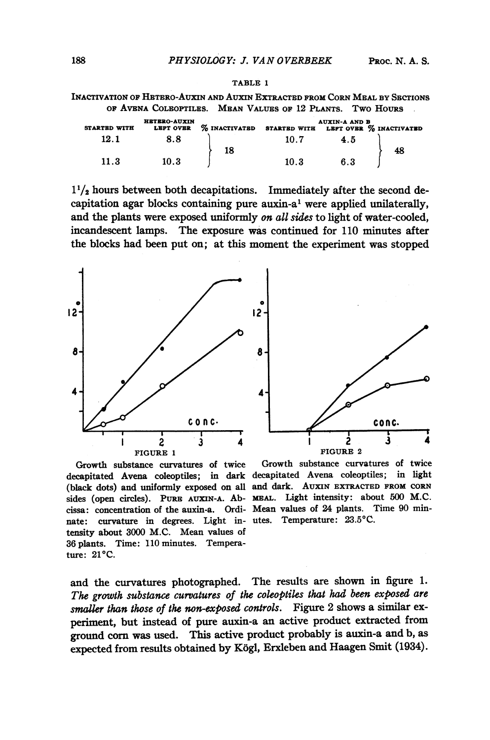TABLE 1

INACTIVATION OF HETERO-AUXIN AND AUXIN EXTRACTED FROM CORN MEAL BY SECTIONS OF AVENA COLEOPTILES. MEAN VALUES OF 12 PLANTS. TWO HOURS

| HETERO-AUXIN | | | AUXIN-A AND B | | |
|---|---|---|---|---|---|
| STARTED WITH | LEFT OVER | % INACTIVATED | STARTED WITH | LEFT OVER | % INACTIVATED |
| 12.1 | 8.8 | 18 | 10.7 | 4.5 | 48 |
| 11.3 | 10.3 | | 10.3 | 6.3 | |

$1^1/_2$ hours between both decapitations. Immediately after the second decapitation agar blocks containing pure auxin-a[1] were applied unilaterally, and the plants were exposed uniformly *on all sides* to light of water-cooled, incandescent lamps. The exposure was continued for 110 minutes after the blocks had been put on; at this moment the experiment was stopped

FIGURE 1

Growth substance curvatures of twice decapitated Avena coleoptiles; in dark (black dots) and uniformly exposed on all sides (open circles). PURE AUXIN-A. Abcissa: concentration of the auxin-a. Ordinate: curvature in degrees. Light intensity about 3000 M.C. Mean values of 36 plants. Time: 110 minutes. Temperature: 21°C.

FIGURE 2

Growth substance curvatures of twice decapitated Avena coleoptiles; in light and dark. AUXIN EXTRACTED FROM CORN MEAL. Light intensity: about 500 M.C. Mean values of 24 plants. Time 90 minutes. Temperature: 23.5°C.

and the curvatures photographed. The results are shown in figure 1. *The growth substance curvatures of the coleoptiles that had been exposed are smaller than those of the non-exposed controls.* Figure 2 shows a similar experiment, but instead of pure auxin-a an active product extracted from ground corn was used. This active product probably is auxin-a and b, as expected from results obtained by Kögl, Erxleben and Haagen Smit (1934).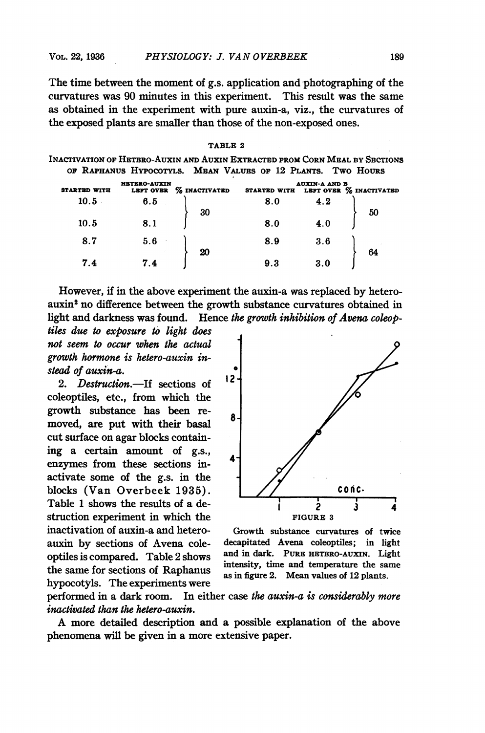The time between the moment of g.s. application and photographing of the curvatures was 90 minutes in this experiment. This result was the same as obtained in the experiment with pure auxin-a, viz., the curvatures of the exposed plants are smaller than those of the non-exposed ones.

TABLE 2

INACTIVATION OF HETERO-AUXIN AND AUXIN EXTRACTED FROM CORN MEAL BY SECTIONS OF RAPHANUS HYPOCOTYLS. MEAN VALUES OF 12 PLANTS. TWO HOURS

| HETERO-AUXIN | | | AUXIN-A AND B | | |
|---|---|---|---|---|---|
| STARTED WITH | LEFT OVER | % INACTIVATED | STARTED WITH | LEFT OVER | % INACTIVATED |
| 10.5 | 6.5 | 30 | 8.0 | 4.2 | 50 |
| 10.5 | 8.1 | | 8.0 | 4.0 | |
| 8.7 | 5.6 | 20 | 8.9 | 3.6 | 64 |
| 7.4 | 7.4 | | 9.3 | 3.0 | |

However, if in the above experiment the auxin-a was replaced by hetero-auxin[2] no difference between the growth substance curvatures obtained in light and darkness was found. Hence *the growth inhibition of Avena coleoptiles due to exposure to light does not seem to occur when the actual growth hormone is hetero-auxin instead of auxin-a.*

2. *Destruction.*—If sections of coleoptiles, etc., from which the growth substance has been removed, are put with their basal cut surface on agar blocks containing a certain amount of g.s., enzymes from these sections inactivate some of the g.s. in the blocks (Van Overbeek 1935). Table 1 shows the results of a destruction experiment in which the inactivation of auxin-a and hetero-auxin by sections of Avena coleoptiles is compared. Table 2 shows the same for sections of Raphanus hypocotyls. The experiments were performed in a dark room. In either case *the auxin-a is considerably more inactivated than the hetero-auxin.*

FIGURE 3

Growth substance curvatures of twice decapitated Avena coleoptiles; in light and in dark. PURE HETERO-AUXIN. Light intensity, time and temperature the same as in figure 2. Mean values of 12 plants.

A more detailed description and a possible explanation of the above phenomena will be given in a more extensive paper.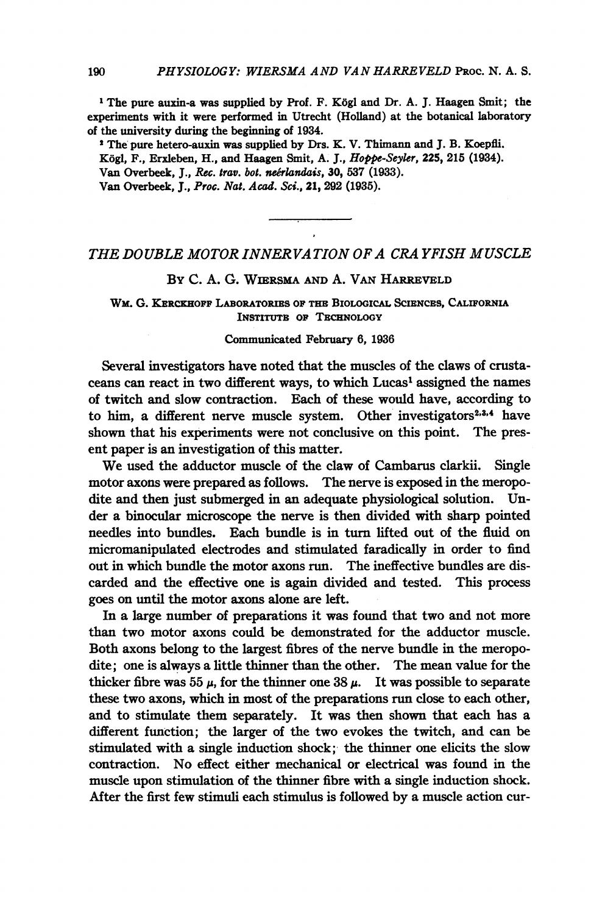[1] The pure auxin-a was supplied by Prof. F. Kögl and Dr. A. J. Haagen Smit; the experiments with it were performed in Utrecht (Holland) at the botanical laboratory of the university during the beginning of 1934.

[2] The pure hetero-auxin was supplied by Drs. K. V. Thimann and J. B. Koepfli.

Kögl, F., Erxleben, H., and Haagen Smit, A. J., *Hoppe-Seyler*, **225**, 215 (1934).

Van Overbeek, J., *Rec. trav. bot. neérlandais*, **30**, 537 (1933).

Van Overbeek, J., *Proc. Nat. Acad. Sci.*, **21**, 292 (1935).

---

# THE DOUBLE MOTOR INNERVATION OF A CRAYFISH MUSCLE

By C. A. G. Wiersma and A. Van Harreveld

Wm. G. Kerckhoff Laboratories of the Biological Sciences, California Institute of Technology

Communicated February 6, 1936

Several investigators have noted that the muscles of the claws of crustaceans can react in two different ways, to which Lucas[1] assigned the names of twitch and slow contraction. Each of these would have, according to to him, a different nerve muscle system. Other investigators[2,3,4] have shown that his experiments were not conclusive on this point. The present paper is an investigation of this matter.

We used the adductor muscle of the claw of Cambarus clarkii. Single motor axons were prepared as follows. The nerve is exposed in the meropodite and then just submerged in an adequate physiological solution. Under a binocular microscope the nerve is then divided with sharp pointed needles into bundles. Each bundle is in turn lifted out of the fluid on micromanipulated electrodes and stimulated faradically in order to find out in which bundle the motor axons run. The ineffective bundles are discarded and the effective one is again divided and tested. This process goes on until the motor axons alone are left.

In a large number of preparations it was found that two and not more than two motor axons could be demonstrated for the adductor muscle. Both axons belong to the largest fibres of the nerve bundle in the meropodite; one is always a little thinner than the other. The mean value for the thicker fibre was 55 $\mu$, for the thinner one 38 $\mu$. It was possible to separate these two axons, which in most of the preparations run close to each other, and to stimulate them separately. It was then shown that each has a different function; the larger of the two evokes the twitch, and can be stimulated with a single induction shock; the thinner one elicits the slow contraction. No effect either mechanical or electrical was found in the muscle upon stimulation of the thinner fibre with a single induction shock. After the first few stimuli each stimulus is followed by a muscle action cur-